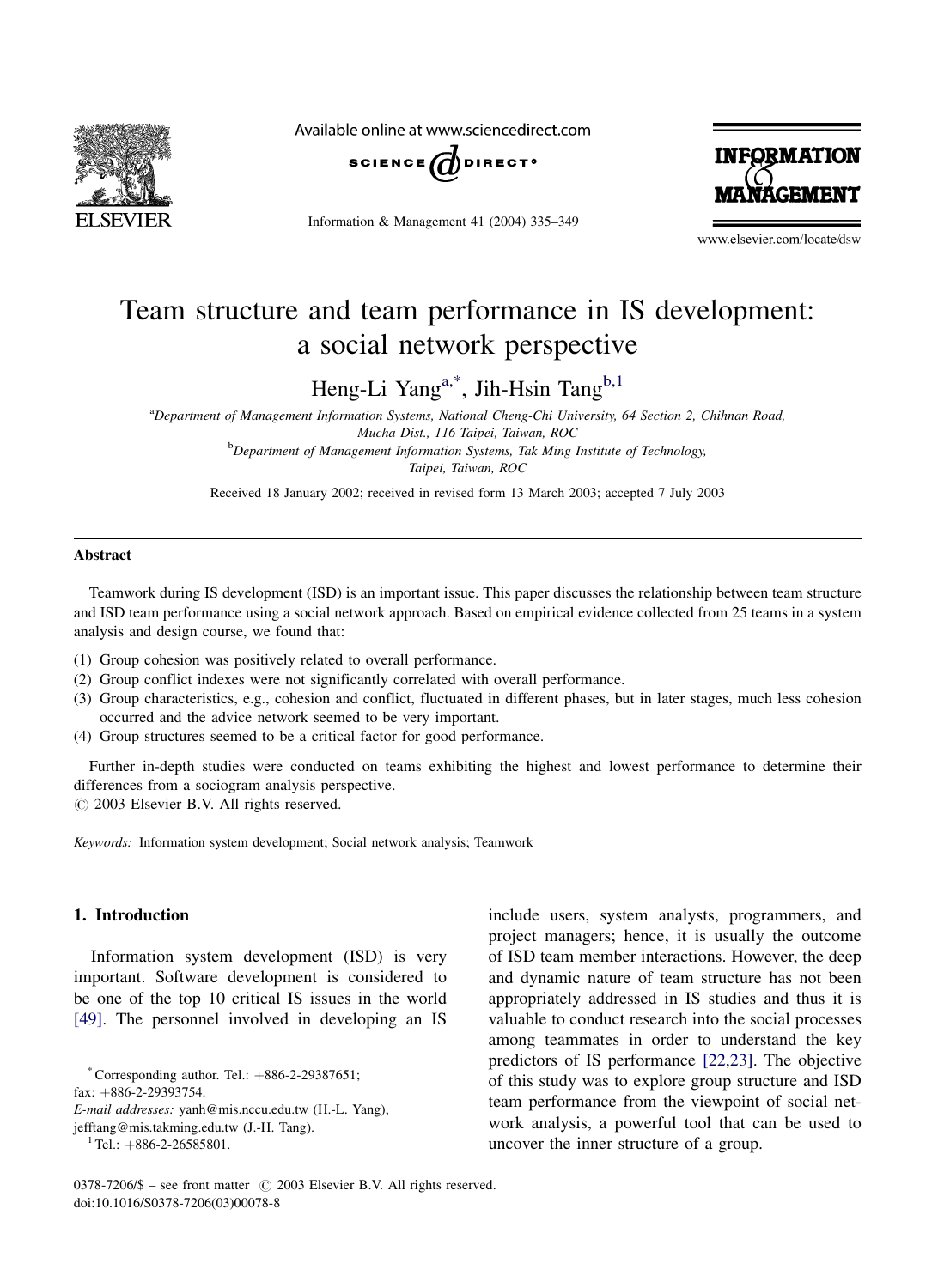# Team structure and team performance in IS development: a social network perspective

Heng-Li Yang[a,*], Jih-Hsin Tang[b,1]

[a]Department of Management Information Systems, National Cheng-Chi University, 64 Section 2, Chihnan Road, Mucha Dist., 116 Taipei, Taiwan, ROC

[b]Department of Management Information Systems, Tak Ming Institute of Technology, Taipei, Taiwan, ROC

Received 18 January 2002; received in revised form 13 March 2003; accepted 7 July 2003

## Abstract

Teamwork during IS development (ISD) is an important issue. This paper discusses the relationship between team structure and ISD team performance using a social network approach. Based on empirical evidence collected from 25 teams in a system analysis and design course, we found that:

(1) Group cohesion was positively related to overall performance.
(2) Group conflict indexes were not significantly correlated with overall performance.
(3) Group characteristics, e.g., cohesion and conflict, fluctuated in different phases, but in later stages, much less cohesion occurred and the advice network seemed to be very important.
(4) Group structures seemed to be a critical factor for good performance.

Further in-depth studies were conducted on teams exhibiting the highest and lowest performance to determine their differences from a sociogram analysis perspective.

© 2003 Elsevier B.V. All rights reserved.

*Keywords:* Information system development; Social network analysis; Teamwork

## 1. Introduction

Information system development (ISD) is very important. Software development is considered to be one of the top 10 critical IS issues in the world [49]. The personnel involved in developing an IS include users, system analysts, programmers, and project managers; hence, it is usually the outcome of ISD team member interactions. However, the deep and dynamic nature of team structure has not been appropriately addressed in IS studies and thus it is valuable to conduct research into the social processes among teammates in order to understand the key predictors of IS performance [22,23]. The objective of this study was to explore group structure and ISD team performance from the viewpoint of social network analysis, a powerful tool that can be used to uncover the inner structure of a group.

* Corresponding author. Tel.: +886-2-29387651; fax: +886-2-29393754.
*E-mail addresses:* yanh@mis.nccu.edu.tw (H.-L. Yang), jefftang@mis.takming.edu.tw (J.-H. Tang).
[1] Tel.: +886-2-26585801.

0378-7206/$ – see front matter © 2003 Elsevier B.V. All rights reserved.
doi:10.1016/S0378-7206(03)00078-8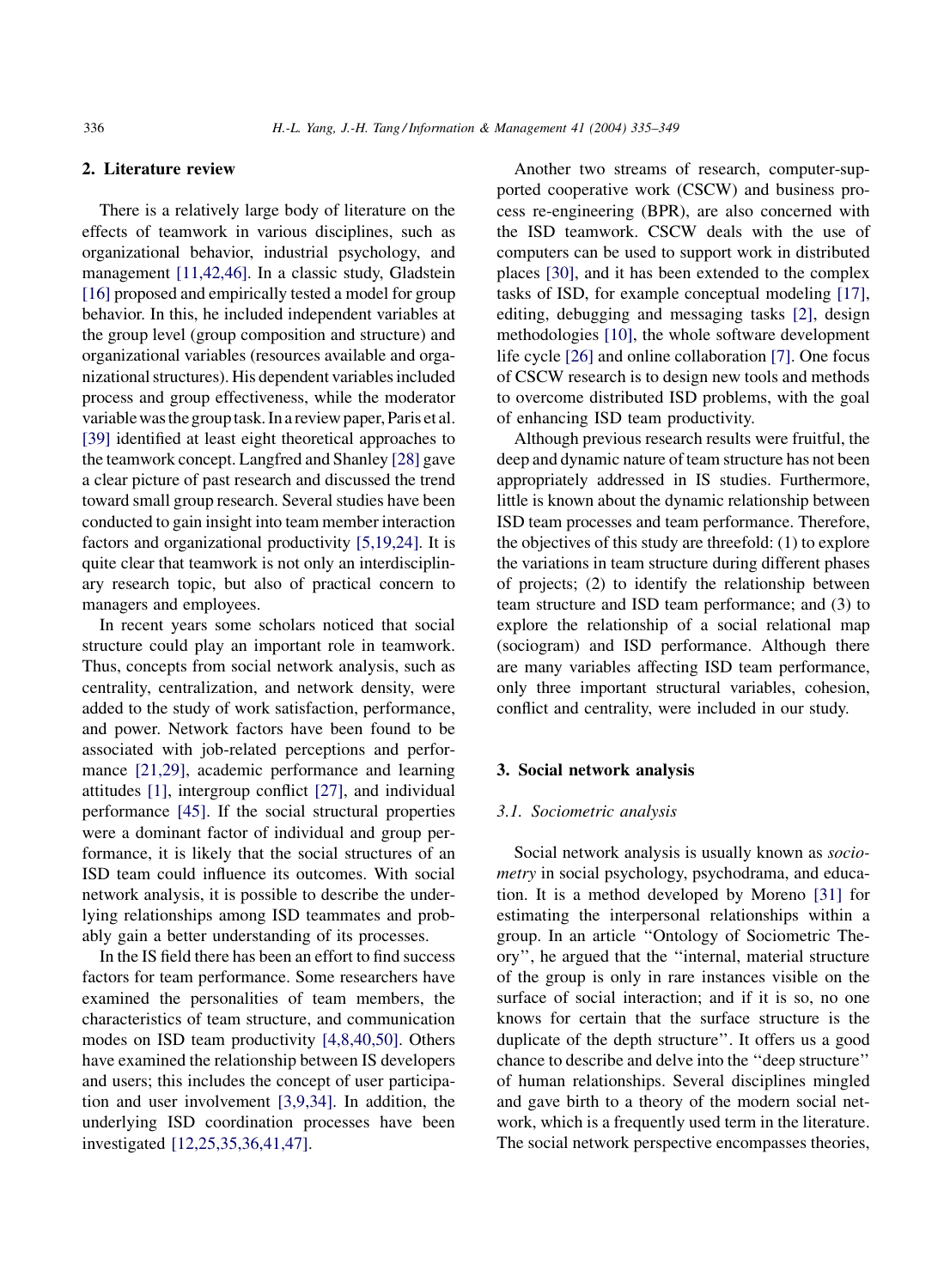## 2. Literature review

There is a relatively large body of literature on the effects of teamwork in various disciplines, such as organizational behavior, industrial psychology, and management [11,42,46]. In a classic study, Gladstein [16] proposed and empirically tested a model for group behavior. In this, he included independent variables at the group level (group composition and structure) and organizational variables (resources available and organizational structures). His dependent variables included process and group effectiveness, while the moderator variable was the group task. In a review paper, Paris et al. [39] identified at least eight theoretical approaches to the teamwork concept. Langfred and Shanley [28] gave a clear picture of past research and discussed the trend toward small group research. Several studies have been conducted to gain insight into team member interaction factors and organizational productivity [5,19,24]. It is quite clear that teamwork is not only an interdisciplinary research topic, but also of practical concern to managers and employees.

In recent years some scholars noticed that social structure could play an important role in teamwork. Thus, concepts from social network analysis, such as centrality, centralization, and network density, were added to the study of work satisfaction, performance, and power. Network factors have been found to be associated with job-related perceptions and performance [21,29], academic performance and learning attitudes [1], intergroup conflict [27], and individual performance [45]. If the social structural properties were a dominant factor of individual and group performance, it is likely that the social structures of an ISD team could influence its outcomes. With social network analysis, it is possible to describe the underlying relationships among ISD teammates and probably gain a better understanding of its processes.

In the IS field there has been an effort to find success factors for team performance. Some researchers have examined the personalities of team members, the characteristics of team structure, and communication modes on ISD team productivity [4,8,40,50]. Others have examined the relationship between IS developers and users; this includes the concept of user participation and user involvement [3,9,34]. In addition, the underlying ISD coordination processes have been investigated [12,25,35,36,41,47].

Another two streams of research, computer-supported cooperative work (CSCW) and business process re-engineering (BPR), are also concerned with the ISD teamwork. CSCW deals with the use of computers can be used to support work in distributed places [30], and it has been extended to the complex tasks of ISD, for example conceptual modeling [17], editing, debugging and messaging tasks [2], design methodologies [10], the whole software development life cycle [26] and online collaboration [7]. One focus of CSCW research is to design new tools and methods to overcome distributed ISD problems, with the goal of enhancing ISD team productivity.

Although previous research results were fruitful, the deep and dynamic nature of team structure has not been appropriately addressed in IS studies. Furthermore, little is known about the dynamic relationship between ISD team processes and team performance. Therefore, the objectives of this study are threefold: (1) to explore the variations in team structure during different phases of projects; (2) to identify the relationship between team structure and ISD team performance; and (3) to explore the relationship of a social relational map (sociogram) and ISD performance. Although there are many variables affecting ISD team performance, only three important structural variables, cohesion, conflict and centrality, were included in our study.

## 3. Social network analysis

### 3.1. Sociometric analysis

Social network analysis is usually known as *sociometry* in social psychology, psychodrama, and education. It is a method developed by Moreno [31] for estimating the interpersonal relationships within a group. In an article "Ontology of Sociometric Theory", he argued that the "internal, material structure of the group is only in rare instances visible on the surface of social interaction; and if it is so, no one knows for certain that the surface structure is the duplicate of the depth structure". It offers us a good chance to describe and delve into the "deep structure" of human relationships. Several disciplines mingled and gave birth to a theory of the modern social network, which is a frequently used term in the literature. The social network perspective encompasses theories,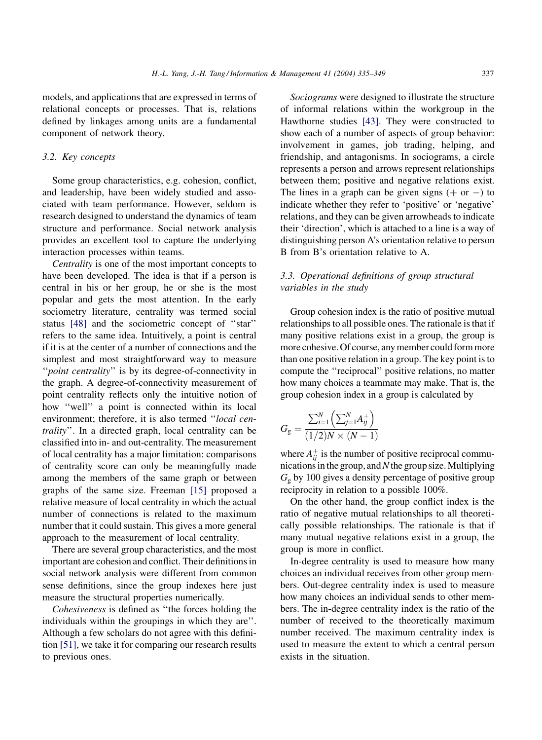models, and applications that are expressed in terms of relational concepts or processes. That is, relations defined by linkages among units are a fundamental component of network theory.

### 3.2. Key concepts

Some group characteristics, e.g. cohesion, conflict, and leadership, have been widely studied and associated with team performance. However, seldom is research designed to understand the dynamics of team structure and performance. Social network analysis provides an excellent tool to capture the underlying interaction processes within teams.

*Centrality* is one of the most important concepts to have been developed. The idea is that if a person is central in his or her group, he or she is the most popular and gets the most attention. In the early sociometry literature, centrality was termed social status [48] and the sociometric concept of ''star'' refers to the same idea. Intuitively, a point is central if it is at the center of a number of connections and the simplest and most straightforward way to measure ''*point centrality*'' is by its degree-of-connectivity in the graph. A degree-of-connectivity measurement of point centrality reflects only the intuitive notion of how ''well'' a point is connected within its local environment; therefore, it is also termed ''*local centrality*''. In a directed graph, local centrality can be classified into in- and out-centrality. The measurement of local centrality has a major limitation: comparisons of centrality score can only be meaningfully made among the members of the same graph or between graphs of the same size. Freeman [15] proposed a relative measure of local centrality in which the actual number of connections is related to the maximum number that it could sustain. This gives a more general approach to the measurement of local centrality.

There are several group characteristics, and the most important are cohesion and conflict. Their definitions in social network analysis were different from common sense definitions, since the group indexes here just measure the structural properties numerically.

*Cohesiveness* is defined as ''the forces holding the individuals within the groupings in which they are''. Although a few scholars do not agree with this definition [51], we take it for comparing our research results to previous ones.

*Sociograms* were designed to illustrate the structure of informal relations within the workgroup in the Hawthorne studies [43]. They were constructed to show each of a number of aspects of group behavior: involvement in games, job trading, helping, and friendship, and antagonisms. In sociograms, a circle represents a person and arrows represent relationships between them; positive and negative relations exist. The lines in a graph can be given signs (+ or −) to indicate whether they refer to 'positive' or 'negative' relations, and they can be given arrowheads to indicate their 'direction', which is attached to a line is a way of distinguishing person A's orientation relative to person B from B's orientation relative to A.

### 3.3. Operational definitions of group structural variables in the study

Group cohesion index is the ratio of positive mutual relationships to all possible ones. The rationale is that if many positive relations exist in a group, the group is more cohesive. Of course, any member could form more than one positive relation in a group. The key point is to compute the ''reciprocal'' positive relations, no matter how many choices a teammate may make. That is, the group cohesion index in a group is calculated by

$$G_g = \frac{\sum_{i=1}^{N}\left(\sum_{j=1}^{N} A_{ij}^{+}\right)}{(1/2)N \times (N-1)}$$

where $A_{ij}^{+}$ is the number of positive reciprocal communications in the group, and $N$ the group size. Multiplying $G_g$ by 100 gives a density percentage of positive group reciprocity in relation to a possible 100%.

On the other hand, the group conflict index is the ratio of negative mutual relationships to all theoretically possible relationships. The rationale is that if many mutual negative relations exist in a group, the group is more in conflict.

In-degree centrality is used to measure how many choices an individual receives from other group members. Out-degree centrality index is used to measure how many choices an individual sends to other members. The in-degree centrality index is the ratio of the number of received to the theoretically maximum number received. The maximum centrality index is used to measure the extent to which a central person exists in the situation.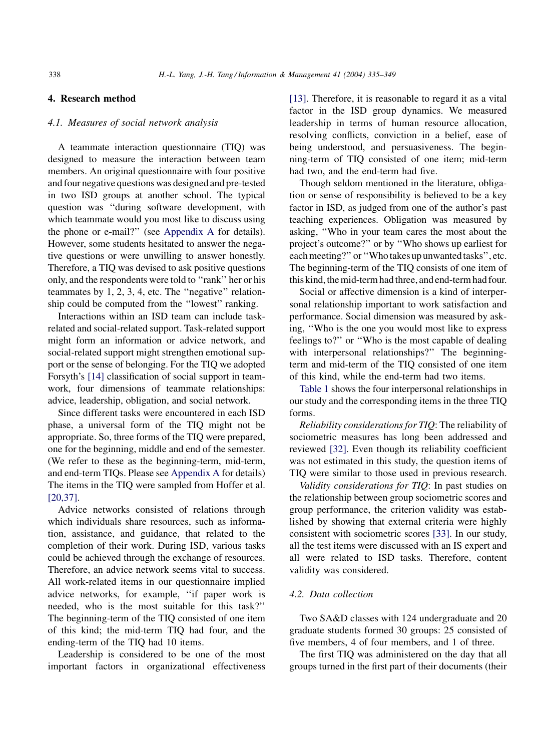## 4. Research method

### 4.1. Measures of social network analysis

A teammate interaction questionnaire (TIQ) was designed to measure the interaction between team members. An original questionnaire with four positive and four negative questions was designed and pre-tested in two ISD groups at another school. The typical question was ''during software development, with which teammate would you most like to discuss using the phone or e-mail?'' (see Appendix A for details). However, some students hesitated to answer the negative questions or were unwilling to answer honestly. Therefore, a TIQ was devised to ask positive questions only, and the respondents were told to ''rank'' her or his teammates by 1, 2, 3, 4, etc. The ''negative'' relationship could be computed from the ''lowest'' ranking.

Interactions within an ISD team can include task-related and social-related support. Task-related support might form an information or advice network, and social-related support might strengthen emotional support or the sense of belonging. For the TIQ we adopted Forsyth's [14] classification of social support in teamwork, four dimensions of teammate relationships: advice, leadership, obligation, and social network.

Since different tasks were encountered in each ISD phase, a universal form of the TIQ might not be appropriate. So, three forms of the TIQ were prepared, one for the beginning, middle and end of the semester. (We refer to these as the beginning-term, mid-term, and end-term TIQs. Please see Appendix A for details) The items in the TIQ were sampled from Hoffer et al. [20,37].

Advice networks consisted of relations through which individuals share resources, such as information, assistance, and guidance, that related to the completion of their work. During ISD, various tasks could be achieved through the exchange of resources. Therefore, an advice network seems vital to success. All work-related items in our questionnaire implied advice networks, for example, ''if paper work is needed, who is the most suitable for this task?'' The beginning-term of the TIQ consisted of one item of this kind; the mid-term TIQ had four, and the ending-term of the TIQ had 10 items.

Leadership is considered to be one of the most important factors in organizational effectiveness [13]. Therefore, it is reasonable to regard it as a vital factor in the ISD group dynamics. We measured leadership in terms of human resource allocation, resolving conflicts, conviction in a belief, ease of being understood, and persuasiveness. The beginning-term of TIQ consisted of one item; mid-term had two, and the end-term had five.

Though seldom mentioned in the literature, obligation or sense of responsibility is believed to be a key factor in ISD, as judged from one of the author's past teaching experiences. Obligation was measured by asking, ''Who in your team cares the most about the project's outcome?'' or by ''Who shows up earliest for each meeting?'' or ''Who takes up unwanted tasks'', etc. The beginning-term of the TIQ consists of one item of this kind, the mid-term had three, and end-term had four.

Social or affective dimension is a kind of interpersonal relationship important to work satisfaction and performance. Social dimension was measured by asking, ''Who is the one you would most like to express feelings to?'' or ''Who is the most capable of dealing with interpersonal relationships?'' The beginning-term and mid-term of the TIQ consisted of one item of this kind, while the end-term had two items.

Table 1 shows the four interpersonal relationships in our study and the corresponding items in the three TIQ forms.

*Reliability considerations for TIQ*: The reliability of sociometric measures has long been addressed and reviewed [32]. Even though its reliability coefficient was not estimated in this study, the question items of TIQ were similar to those used in previous research.

*Validity considerations for TIQ*: In past studies on the relationship between group sociometric scores and group performance, the criterion validity was established by showing that external criteria were highly consistent with sociometric scores [33]. In our study, all the test items were discussed with an IS expert and all were related to ISD tasks. Therefore, content validity was considered.

### 4.2. Data collection

Two SA&D classes with 124 undergraduate and 20 graduate students formed 30 groups: 25 consisted of five members, 4 of four members, and 1 of three.

The first TIQ was administered on the day that all groups turned in the first part of their documents (their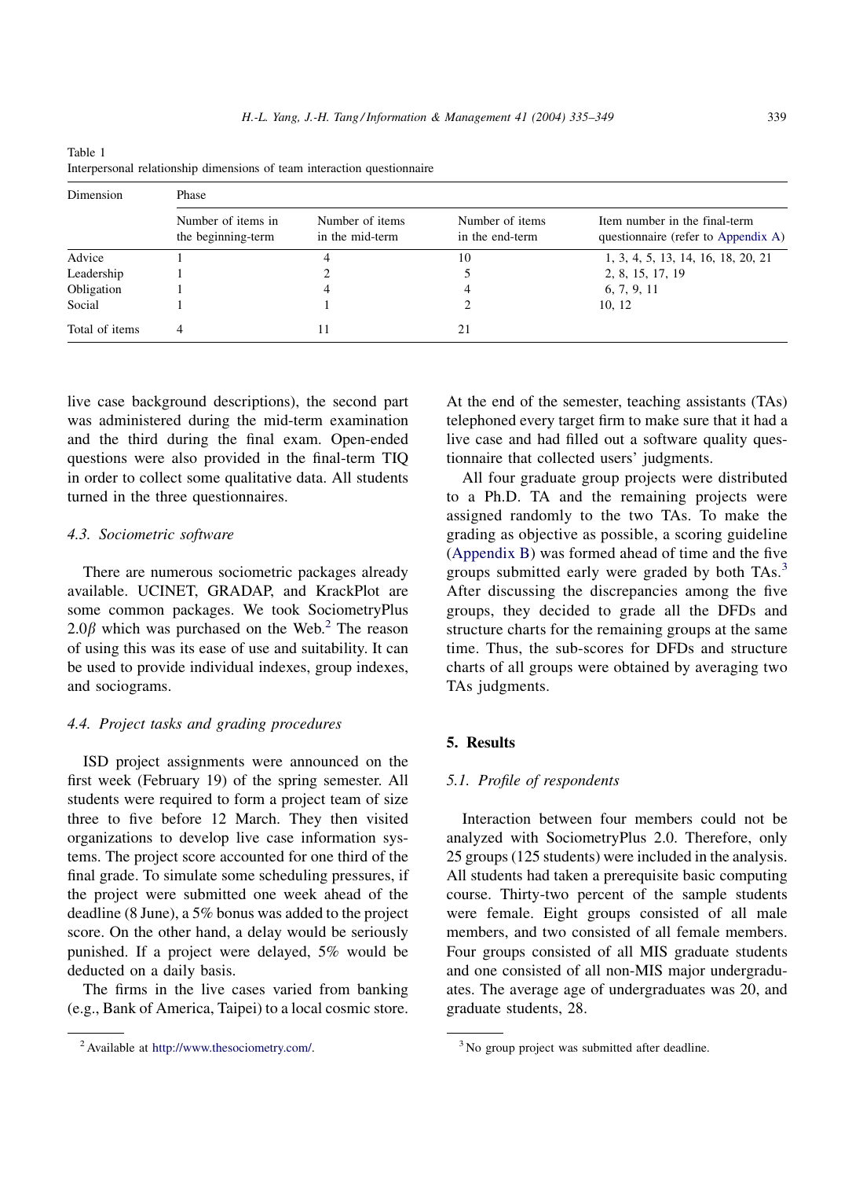Table 1
Interpersonal relationship dimensions of team interaction questionnaire

| Dimension | Phase | | | |
|---|---|---|---|---|
| | Number of items in the beginning-term | Number of items in the mid-term | Number of items in the end-term | Item number in the final-term questionnaire (refer to Appendix A) |
| Advice | 1 | 4 | 10 | 1, 3, 4, 5, 13, 14, 16, 18, 20, 21 |
| Leadership | 1 | 2 | 5 | 2, 8, 15, 17, 19 |
| Obligation | 1 | 4 | 4 | 6, 7, 9, 11 |
| Social | 1 | 1 | 2 | 10, 12 |
| Total of items | 4 | 11 | 21 | |

live case background descriptions), the second part was administered during the mid-term examination and the third during the final exam. Open-ended questions were also provided in the final-term TIQ in order to collect some qualitative data. All students turned in the three questionnaires.

### 4.3. Sociometric software

There are numerous sociometric packages already available. UCINET, GRADAP, and KrackPlot are some common packages. We took SociometryPlus $2.0\beta$ which was purchased on the Web.[2] The reason of using this was its ease of use and suitability. It can be used to provide individual indexes, group indexes, and sociograms.

### 4.4. Project tasks and grading procedures

ISD project assignments were announced on the first week (February 19) of the spring semester. All students were required to form a project team of size three to five before 12 March. They then visited organizations to develop live case information systems. The project score accounted for one third of the final grade. To simulate some scheduling pressures, if the project were submitted one week ahead of the deadline (8 June), a 5% bonus was added to the project score. On the other hand, a delay would be seriously punished. If a project were delayed, 5% would be deducted on a daily basis.

The firms in the live cases varied from banking (e.g., Bank of America, Taipei) to a local cosmic store. At the end of the semester, teaching assistants (TAs) telephoned every target firm to make sure that it had a live case and had filled out a software quality questionnaire that collected users' judgments.

All four graduate group projects were distributed to a Ph.D. TA and the remaining projects were assigned randomly to the two TAs. To make the grading as objective as possible, a scoring guideline (Appendix B) was formed ahead of time and the five groups submitted early were graded by both TAs.[3] After discussing the discrepancies among the five groups, they decided to grade all the DFDs and structure charts for the remaining groups at the same time. Thus, the sub-scores for DFDs and structure charts of all groups were obtained by averaging two TAs judgments.

## 5. Results

### 5.1. Profile of respondents

Interaction between four members could not be analyzed with SociometryPlus 2.0. Therefore, only 25 groups (125 students) were included in the analysis. All students had taken a prerequisite basic computing course. Thirty-two percent of the sample students were female. Eight groups consisted of all male members, and two consisted of all female members. Four groups consisted of all MIS graduate students and one consisted of all non-MIS major undergraduates. The average age of undergraduates was 20, and graduate students, 28.

[2] Available at http://www.thesociometry.com/.

[3] No group project was submitted after deadline.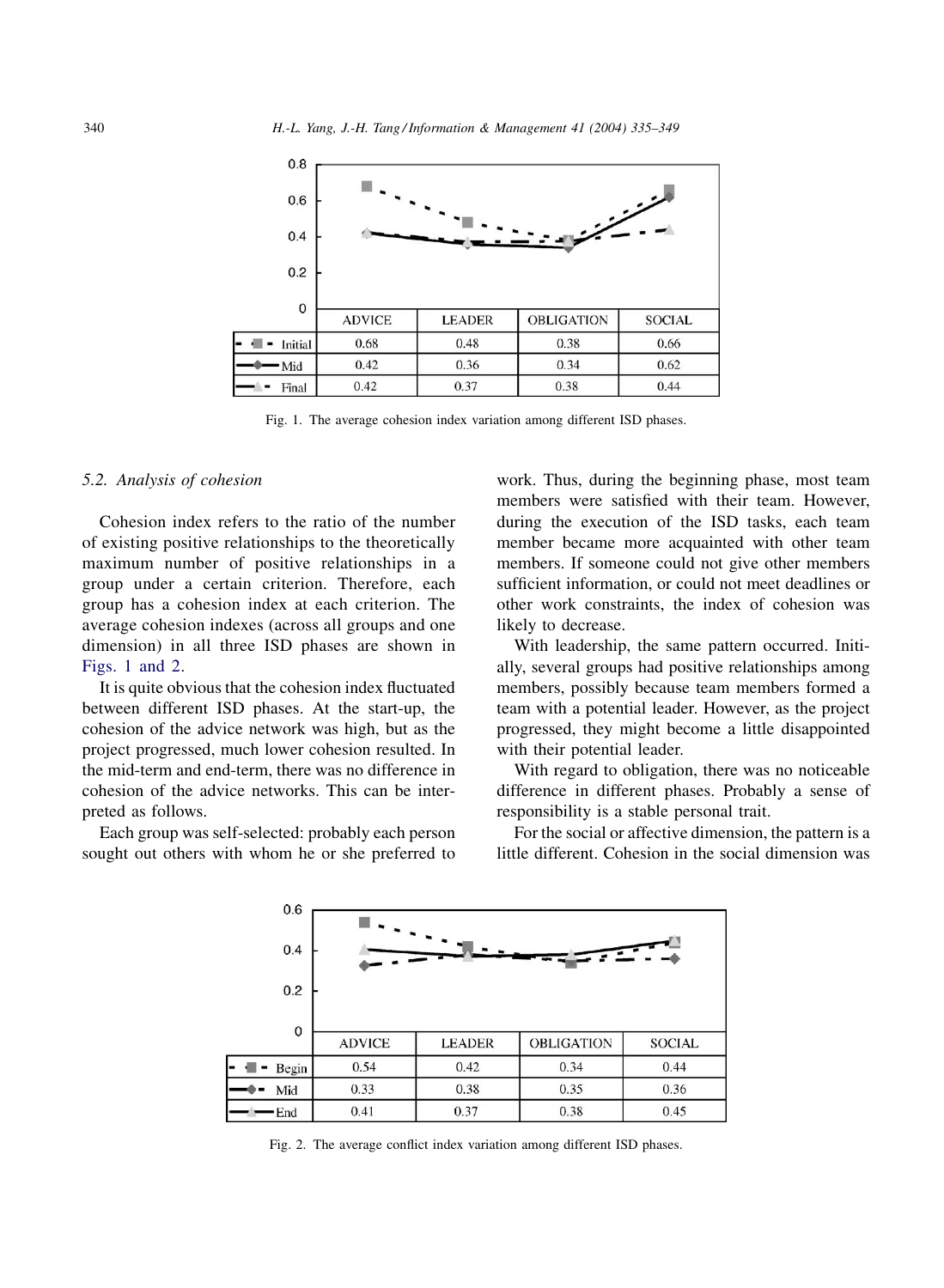|  | ADVICE | LEADER | OBLIGATION | SOCIAL |
|---|---|---|---|---|
| Initial | 0.68 | 0.48 | 0.38 | 0.66 |
| Mid | 0.42 | 0.36 | 0.34 | 0.62 |
| Final | 0.42 | 0.37 | 0.38 | 0.44 |

Fig. 1. The average cohesion index variation among different ISD phases.

### 5.2. Analysis of cohesion

Cohesion index refers to the ratio of the number of existing positive relationships to the theoretically maximum number of positive relationships in a group under a certain criterion. Therefore, each group has a cohesion index at each criterion. The average cohesion indexes (across all groups and one dimension) in all three ISD phases are shown in Figs. 1 and 2.

It is quite obvious that the cohesion index fluctuated between different ISD phases. At the start-up, the cohesion of the advice network was high, but as the project progressed, much lower cohesion resulted. In the mid-term and end-term, there was no difference in cohesion of the advice networks. This can be interpreted as follows.

Each group was self-selected: probably each person sought out others with whom he or she preferred to work. Thus, during the beginning phase, most team members were satisfied with their team. However, during the execution of the ISD tasks, each team member became more acquainted with other team members. If someone could not give other members sufficient information, or could not meet deadlines or other work constraints, the index of cohesion was likely to decrease.

With leadership, the same pattern occurred. Initially, several groups had positive relationships among members, possibly because team members formed a team with a potential leader. However, as the project progressed, they might become a little disappointed with their potential leader.

With regard to obligation, there was no noticeable difference in different phases. Probably a sense of responsibility is a stable personal trait.

For the social or affective dimension, the pattern is a little different. Cohesion in the social dimension was

|  | ADVICE | LEADER | OBLIGATION | SOCIAL |
|---|---|---|---|---|
| Begin | 0.54 | 0.42 | 0.34 | 0.44 |
| Mid | 0.33 | 0.38 | 0.35 | 0.36 |
| End | 0.41 | 0.37 | 0.38 | 0.45 |

Fig. 2. The average conflict index variation among different ISD phases.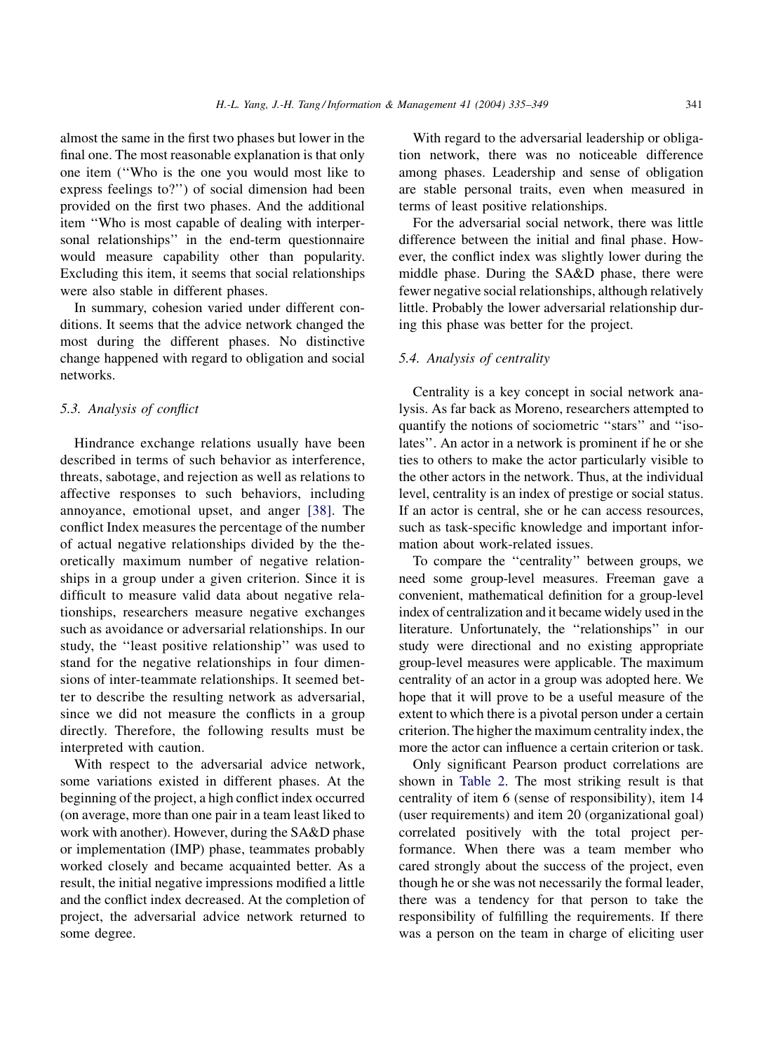almost the same in the first two phases but lower in the final one. The most reasonable explanation is that only one item (''Who is the one you would most like to express feelings to?'') of social dimension had been provided on the first two phases. And the additional item ''Who is most capable of dealing with interpersonal relationships'' in the end-term questionnaire would measure capability other than popularity. Excluding this item, it seems that social relationships were also stable in different phases.

In summary, cohesion varied under different conditions. It seems that the advice network changed the most during the different phases. No distinctive change happened with regard to obligation and social networks.

### 5.3. Analysis of conflict

Hindrance exchange relations usually have been described in terms of such behavior as interference, threats, sabotage, and rejection as well as relations to affective responses to such behaviors, including annoyance, emotional upset, and anger [38]. The conflict Index measures the percentage of the number of actual negative relationships divided by the theoretically maximum number of negative relationships in a group under a given criterion. Since it is difficult to measure valid data about negative relationships, researchers measure negative exchanges such as avoidance or adversarial relationships. In our study, the ''least positive relationship'' was used to stand for the negative relationships in four dimensions of inter-teammate relationships. It seemed better to describe the resulting network as adversarial, since we did not measure the conflicts in a group directly. Therefore, the following results must be interpreted with caution.

With respect to the adversarial advice network, some variations existed in different phases. At the beginning of the project, a high conflict index occurred (on average, more than one pair in a team least liked to work with another). However, during the SA&D phase or implementation (IMP) phase, teammates probably worked closely and became acquainted better. As a result, the initial negative impressions modified a little and the conflict index decreased. At the completion of project, the adversarial advice network returned to some degree.

With regard to the adversarial leadership or obligation network, there was no noticeable difference among phases. Leadership and sense of obligation are stable personal traits, even when measured in terms of least positive relationships.

For the adversarial social network, there was little difference between the initial and final phase. However, the conflict index was slightly lower during the middle phase. During the SA&D phase, there were fewer negative social relationships, although relatively little. Probably the lower adversarial relationship during this phase was better for the project.

### 5.4. Analysis of centrality

Centrality is a key concept in social network analysis. As far back as Moreno, researchers attempted to quantify the notions of sociometric ''stars'' and ''isolates''. An actor in a network is prominent if he or she ties to others to make the actor particularly visible to the other actors in the network. Thus, at the individual level, centrality is an index of prestige or social status. If an actor is central, she or he can access resources, such as task-specific knowledge and important information about work-related issues.

To compare the ''centrality'' between groups, we need some group-level measures. Freeman gave a convenient, mathematical definition for a group-level index of centralization and it became widely used in the literature. Unfortunately, the ''relationships'' in our study were directional and no existing appropriate group-level measures were applicable. The maximum centrality of an actor in a group was adopted here. We hope that it will prove to be a useful measure of the extent to which there is a pivotal person under a certain criterion. The higher the maximum centrality index, the more the actor can influence a certain criterion or task.

Only significant Pearson product correlations are shown in Table 2. The most striking result is that centrality of item 6 (sense of responsibility), item 14 (user requirements) and item 20 (organizational goal) correlated positively with the total project performance. When there was a team member who cared strongly about the success of the project, even though he or she was not necessarily the formal leader, there was a tendency for that person to take the responsibility of fulfilling the requirements. If there was a person on the team in charge of eliciting user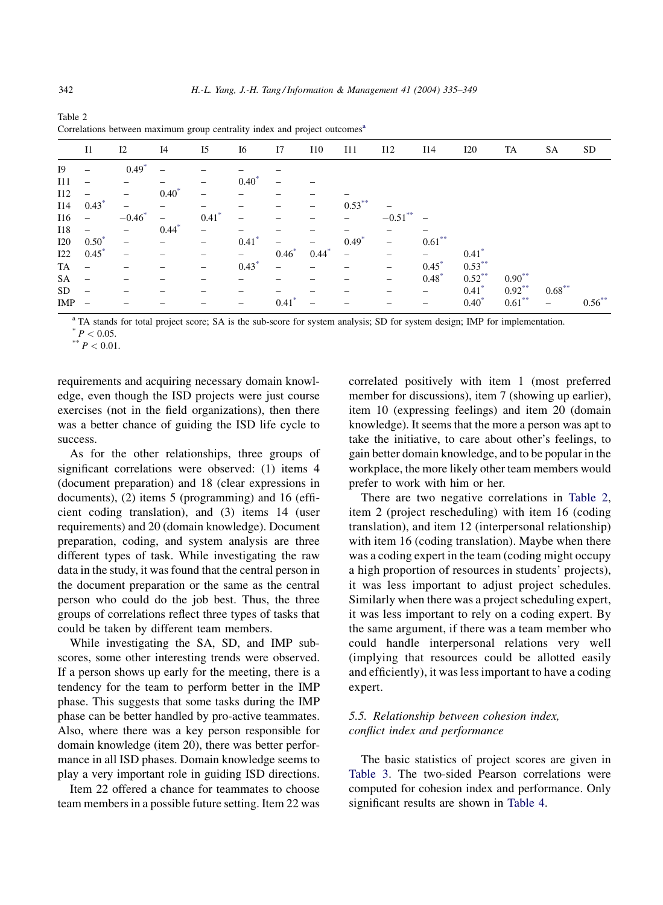Table 2
Correlations between maximum group centrality index and project outcomes[a]

| | I1 | I2 | I4 | I5 | I6 | I7 | I10 | I11 | I12 | I14 | I20 | TA | SA | SD |
|---|---|---|---|---|---|---|---|---|---|---|---|---|---|---|
| I9 | – | 0.49* | – | – | – | – | | | | | | | | |
| I11 | – | – | – | – | 0.40* | – | – | | | | | | | |
| I12 | – | – | 0.40* | – | – | – | – | – | | | | | | |
| I14 | 0.43* | – | – | – | – | – | – | 0.53** | – | | | | | |
| I16 | – | −0.46* | – | 0.41* | – | – | – | – | −0.51** | – | | | | |
| I18 | – | – | 0.44* | – | – | – | – | – | – | – | | | | |
| I20 | 0.50* | – | – | – | 0.41* | – | – | 0.49* | – | 0.61** | | | | |
| I22 | 0.45* | – | – | – | – | 0.46* | 0.44* | – | – | – | 0.41* | | | |
| TA | – | – | – | – | 0.43* | – | – | – | – | 0.45* | 0.53** | | | |
| SA | – | – | – | – | – | – | – | – | – | 0.48* | 0.52** | 0.90** | | |
| SD | – | – | – | – | – | – | – | – | – | – | 0.41* | 0.92** | 0.68** | |
| IMP | – | – | – | – | – | 0.41* | – | – | – | – | 0.40* | 0.61** | – | 0.56** |

[a] TA stands for total project score; SA is the sub-score for system analysis; SD for system design; IMP for implementation.

\* $P < 0.05$.

\*\* $P < 0.01$.

requirements and acquiring necessary domain knowledge, even though the ISD projects were just course exercises (not in the field organizations), then there was a better chance of guiding the ISD life cycle to success.

As for the other relationships, three groups of significant correlations were observed: (1) items 4 (document preparation) and 18 (clear expressions in documents), (2) items 5 (programming) and 16 (efficient coding translation), and (3) items 14 (user requirements) and 20 (domain knowledge). Document preparation, coding, and system analysis are three different types of task. While investigating the raw data in the study, it was found that the central person in the document preparation or the same as the central person who could do the job best. Thus, the three groups of correlations reflect three types of tasks that could be taken by different team members.

While investigating the SA, SD, and IMP sub-scores, some other interesting trends were observed. If a person shows up early for the meeting, there is a tendency for the team to perform better in the IMP phase. This suggests that some tasks during the IMP phase can be better handled by pro-active teammates. Also, where there was a key person responsible for domain knowledge (item 20), there was better performance in all ISD phases. Domain knowledge seems to play a very important role in guiding ISD directions.

Item 22 offered a chance for teammates to choose team members in a possible future setting. Item 22 was correlated positively with item 1 (most preferred member for discussions), item 7 (showing up earlier), item 10 (expressing feelings) and item 20 (domain knowledge). It seems that the more a person was apt to take the initiative, to care about other's feelings, to gain better domain knowledge, and to be popular in the workplace, the more likely other team members would prefer to work with him or her.

There are two negative correlations in Table 2, item 2 (project rescheduling) with item 16 (coding translation), and item 12 (interpersonal relationship) with item 16 (coding translation). Maybe when there was a coding expert in the team (coding might occupy a high proportion of resources in students' projects), it was less important to adjust project schedules. Similarly when there was a project scheduling expert, it was less important to rely on a coding expert. By the same argument, if there was a team member who could handle interpersonal relations very well (implying that resources could be allotted easily and efficiently), it was less important to have a coding expert.

### 5.5. Relationship between cohesion index, conflict index and performance

The basic statistics of project scores are given in Table 3. The two-sided Pearson correlations were computed for cohesion index and performance. Only significant results are shown in Table 4.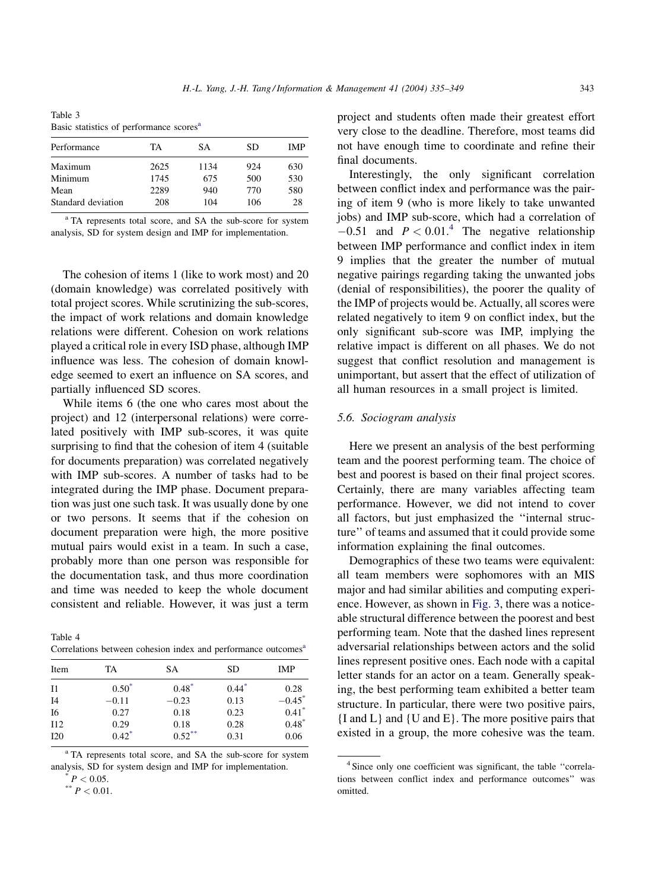Table 3
Basic statistics of performance scores[a]

| Performance | TA | SA | SD | IMP |
|---|---|---|---|---|
| Maximum | 2625 | 1134 | 924 | 630 |
| Minimum | 1745 | 675 | 500 | 530 |
| Mean | 2289 | 940 | 770 | 580 |
| Standard deviation | 208 | 104 | 106 | 28 |

[a] TA represents total score, and SA the sub-score for system analysis, SD for system design and IMP for implementation.

The cohesion of items 1 (like to work most) and 20 (domain knowledge) was correlated positively with total project scores. While scrutinizing the sub-scores, the impact of work relations and domain knowledge relations were different. Cohesion on work relations played a critical role in every ISD phase, although IMP influence was less. The cohesion of domain knowledge seemed to exert an influence on SA scores, and partially influenced SD scores.

While items 6 (the one who cares most about the project) and 12 (interpersonal relations) were correlated positively with IMP sub-scores, it was quite surprising to find that the cohesion of item 4 (suitable for documents preparation) was correlated negatively with IMP sub-scores. A number of tasks had to be integrated during the IMP phase. Document preparation was just one such task. It was usually done by one or two persons. It seems that if the cohesion on document preparation were high, the more positive mutual pairs would exist in a team. In such a case, probably more than one person was responsible for the documentation task, and thus more coordination and time was needed to keep the whole document consistent and reliable. However, it was just a term project and students often made their greatest effort very close to the deadline. Therefore, most teams did not have enough time to coordinate and refine their final documents.

Table 4
Correlations between cohesion index and performance outcomes[a]

| Item | TA | SA | SD | IMP |
|---|---|---|---|---|
| I1 | 0.50* | 0.48* | 0.44* | 0.28 |
| I4 | −0.11 | −0.23 | 0.13 | −0.45* |
| I6 | 0.27 | 0.18 | 0.23 | 0.41* |
| I12 | 0.29 | 0.18 | 0.28 | 0.48* |
| I20 | 0.42* | 0.52** | 0.31 | 0.06 |

[a] TA represents total score, and SA the sub-score for system analysis, SD for system design and IMP for implementation.

\* $P < 0.05$.

\*\* $P < 0.01$.

Interestingly, the only significant correlation between conflict index and performance was the pairing of item 9 (who is more likely to take unwanted jobs) and IMP sub-score, which had a correlation of $-0.51$ and $P < 0.01$.[4] The negative relationship between IMP performance and conflict index in item 9 implies that the greater the number of mutual negative pairings regarding taking the unwanted jobs (denial of responsibilities), the poorer the quality of the IMP of projects would be. Actually, all scores were related negatively to item 9 on conflict index, but the only significant sub-score was IMP, implying the relative impact is different on all phases. We do not suggest that conflict resolution and management is unimportant, but assert that the effect of utilization of all human resources in a small project is limited.

### 5.6. Sociogram analysis

Here we present an analysis of the best performing team and the poorest performing team. The choice of best and poorest is based on their final project scores. Certainly, there are many variables affecting team performance. However, we did not intend to cover all factors, but just emphasized the "internal structure" of teams and assumed that it could provide some information explaining the final outcomes.

Demographics of these two teams were equivalent: all team members were sophomores with an MIS major and had similar abilities and computing experience. However, as shown in Fig. 3, there was a noticeable structural difference between the poorest and best performing team. Note that the dashed lines represent adversarial relationships between actors and the solid lines represent positive ones. Each node with a capital letter stands for an actor on a team. Generally speaking, the best performing team exhibited a better team structure. In particular, there were two positive pairs, {I and L} and {U and E}. The more positive pairs that existed in a group, the more cohesive was the team.

[4] Since only one coefficient was significant, the table "correlations between conflict index and performance outcomes" was omitted.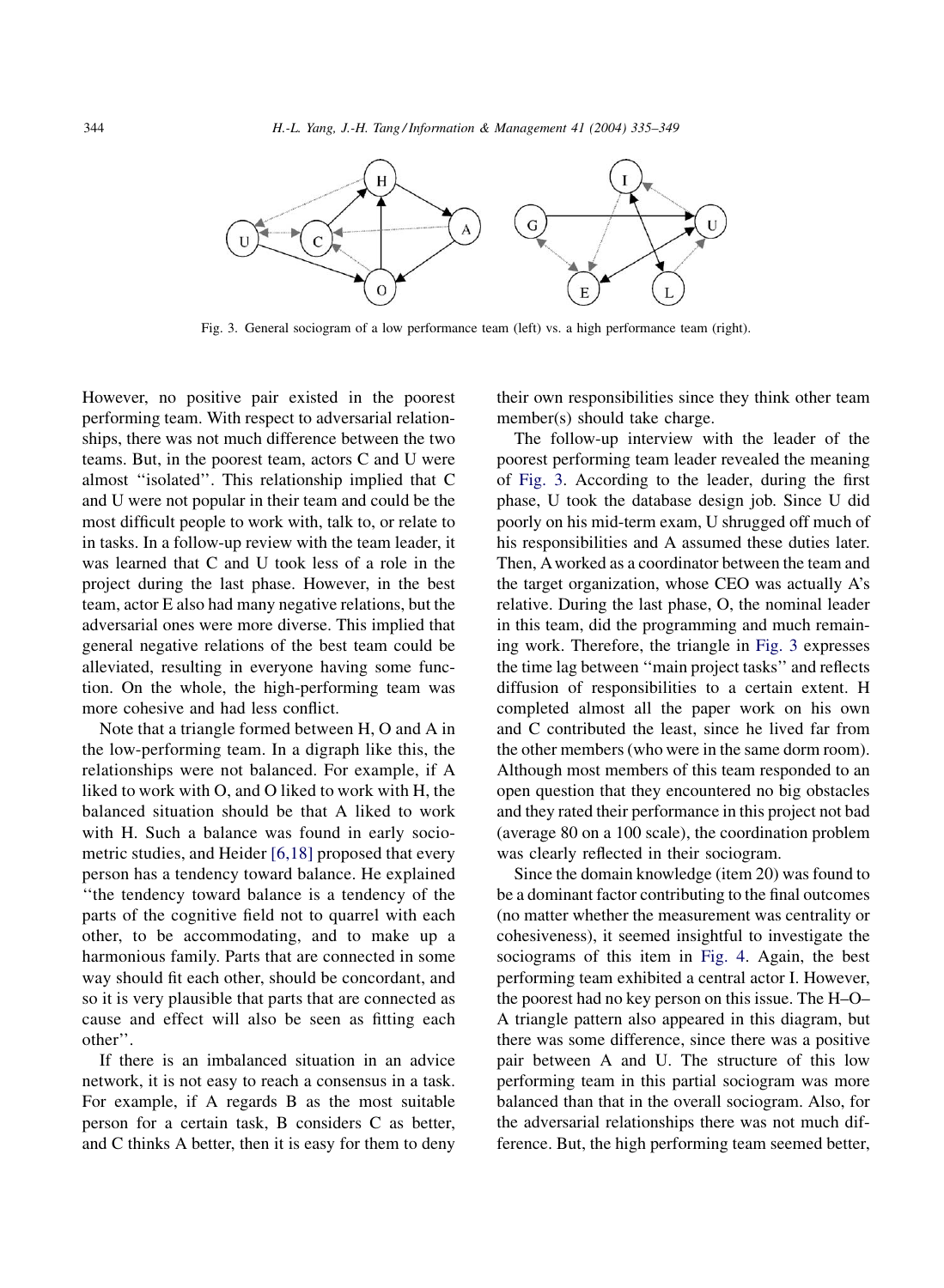H
A
U
C
O

I
G
U
E
L

Fig. 3. General sociogram of a low performance team (left) vs. a high performance team (right).

However, no positive pair existed in the poorest performing team. With respect to adversarial relationships, there was not much difference between the two teams. But, in the poorest team, actors C and U were almost ''isolated''. This relationship implied that C and U were not popular in their team and could be the most difficult people to work with, talk to, or relate to in tasks. In a follow-up review with the team leader, it was learned that C and U took less of a role in the project during the last phase. However, in the best team, actor E also had many negative relations, but the adversarial ones were more diverse. This implied that general negative relations of the best team could be alleviated, resulting in everyone having some function. On the whole, the high-performing team was more cohesive and had less conflict.

Note that a triangle formed between H, O and A in the low-performing team. In a digraph like this, the relationships were not balanced. For example, if A liked to work with O, and O liked to work with H, the balanced situation should be that A liked to work with H. Such a balance was found in early sociometric studies, and Heider [6,18] proposed that every person has a tendency toward balance. He explained ''the tendency toward balance is a tendency of the parts of the cognitive field not to quarrel with each other, to be accommodating, and to make up a harmonious family. Parts that are connected in some way should fit each other, should be concordant, and so it is very plausible that parts that are connected as cause and effect will also be seen as fitting each other''.

If there is an imbalanced situation in an advice network, it is not easy to reach a consensus in a task. For example, if A regards B as the most suitable person for a certain task, B considers C as better, and C thinks A better, then it is easy for them to deny their own responsibilities since they think other team member(s) should take charge.

The follow-up interview with the leader of the poorest performing team leader revealed the meaning of Fig. 3. According to the leader, during the first phase, U took the database design job. Since U did poorly on his mid-term exam, U shrugged off much of his responsibilities and A assumed these duties later. Then, A worked as a coordinator between the team and the target organization, whose CEO was actually A's relative. During the last phase, O, the nominal leader in this team, did the programming and much remaining work. Therefore, the triangle in Fig. 3 expresses the time lag between ''main project tasks'' and reflects diffusion of responsibilities to a certain extent. H completed almost all the paper work on his own and C contributed the least, since he lived far from the other members (who were in the same dorm room). Although most members of this team responded to an open question that they encountered no big obstacles and they rated their performance in this project not bad (average 80 on a 100 scale), the coordination problem was clearly reflected in their sociogram.

Since the domain knowledge (item 20) was found to be a dominant factor contributing to the final outcomes (no matter whether the measurement was centrality or cohesiveness), it seemed insightful to investigate the sociograms of this item in Fig. 4. Again, the best performing team exhibited a central actor I. However, the poorest had no key person on this issue. The H–O–A triangle pattern also appeared in this diagram, but there was some difference, since there was a positive pair between A and U. The structure of this low performing team in this partial sociogram was more balanced than that in the overall sociogram. Also, for the adversarial relationships there was not much difference. But, the high performing team seemed better,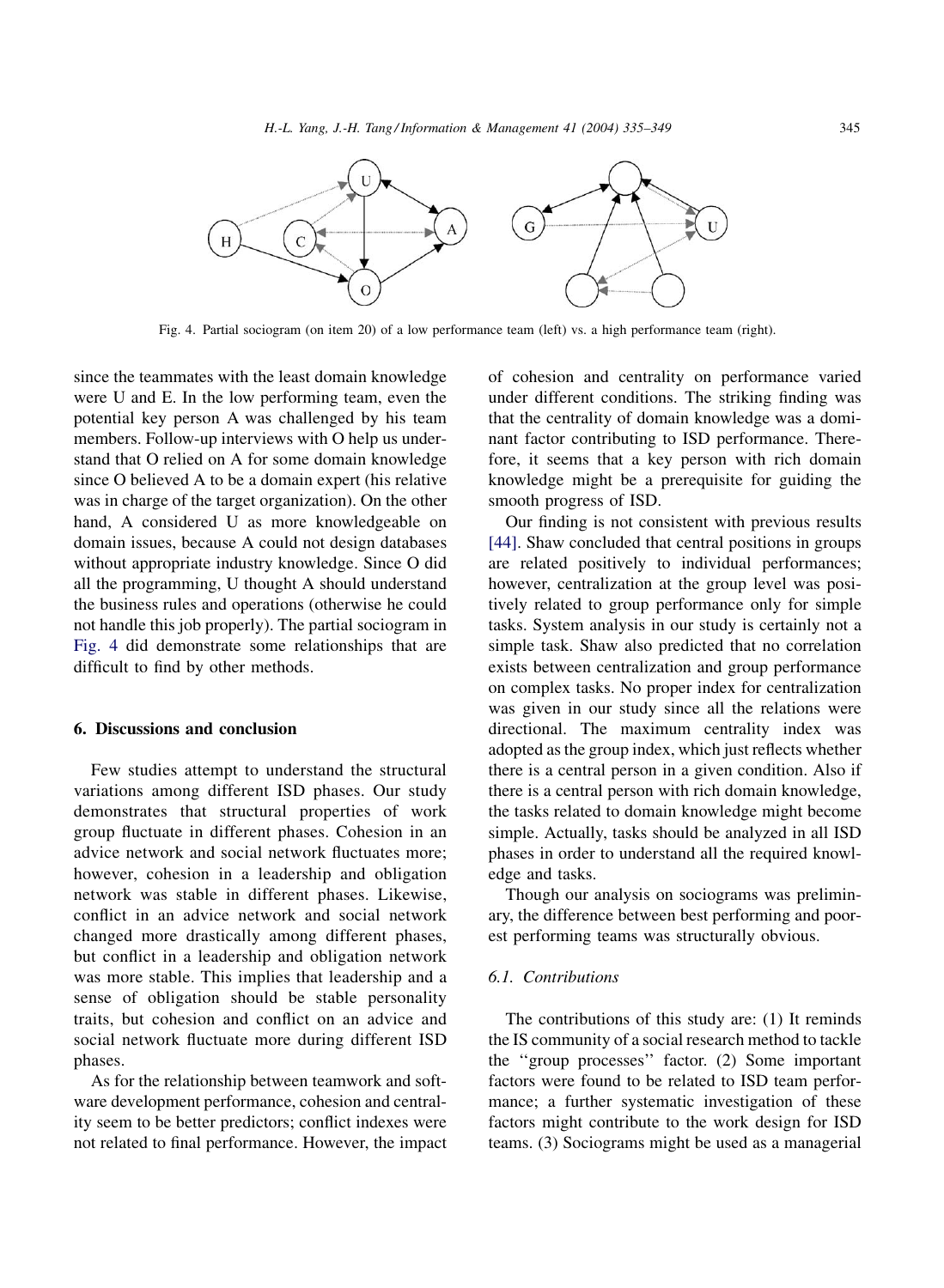H
C
U
A
O

G
U

Fig. 4. Partial sociogram (on item 20) of a low performance team (left) vs. a high performance team (right).

since the teammates with the least domain knowledge were U and E. In the low performing team, even the potential key person A was challenged by his team members. Follow-up interviews with O help us understand that O relied on A for some domain knowledge since O believed A to be a domain expert (his relative was in charge of the target organization). On the other hand, A considered U as more knowledgeable on domain issues, because A could not design databases without appropriate industry knowledge. Since O did all the programming, U thought A should understand the business rules and operations (otherwise he could not handle this job properly). The partial sociogram in Fig. 4 did demonstrate some relationships that are difficult to find by other methods.

## 6. Discussions and conclusion

Few studies attempt to understand the structural variations among different ISD phases. Our study demonstrates that structural properties of work group fluctuate in different phases. Cohesion in an advice network and social network fluctuates more; however, cohesion in a leadership and obligation network was stable in different phases. Likewise, conflict in an advice network and social network changed more drastically among different phases, but conflict in a leadership and obligation network was more stable. This implies that leadership and a sense of obligation should be stable personality traits, but cohesion and conflict on an advice and social network fluctuate more during different ISD phases.

As for the relationship between teamwork and software development performance, cohesion and centrality seem to be better predictors; conflict indexes were not related to final performance. However, the impact of cohesion and centrality on performance varied under different conditions. The striking finding was that the centrality of domain knowledge was a dominant factor contributing to ISD performance. Therefore, it seems that a key person with rich domain knowledge might be a prerequisite for guiding the smooth progress of ISD.

Our finding is not consistent with previous results [44]. Shaw concluded that central positions in groups are related positively to individual performances; however, centralization at the group level was positively related to group performance only for simple tasks. System analysis in our study is certainly not a simple task. Shaw also predicted that no correlation exists between centralization and group performance on complex tasks. No proper index for centralization was given in our study since all the relations were directional. The maximum centrality index was adopted as the group index, which just reflects whether there is a central person in a given condition. Also if there is a central person with rich domain knowledge, the tasks related to domain knowledge might become simple. Actually, tasks should be analyzed in all ISD phases in order to understand all the required knowledge and tasks.

Though our analysis on sociograms was preliminary, the difference between best performing and poorest performing teams was structurally obvious.

### *6.1. Contributions*

The contributions of this study are: (1) It reminds the IS community of a social research method to tackle the ''group processes'' factor. (2) Some important factors were found to be related to ISD team performance; a further systematic investigation of these factors might contribute to the work design for ISD teams. (3) Sociograms might be used as a managerial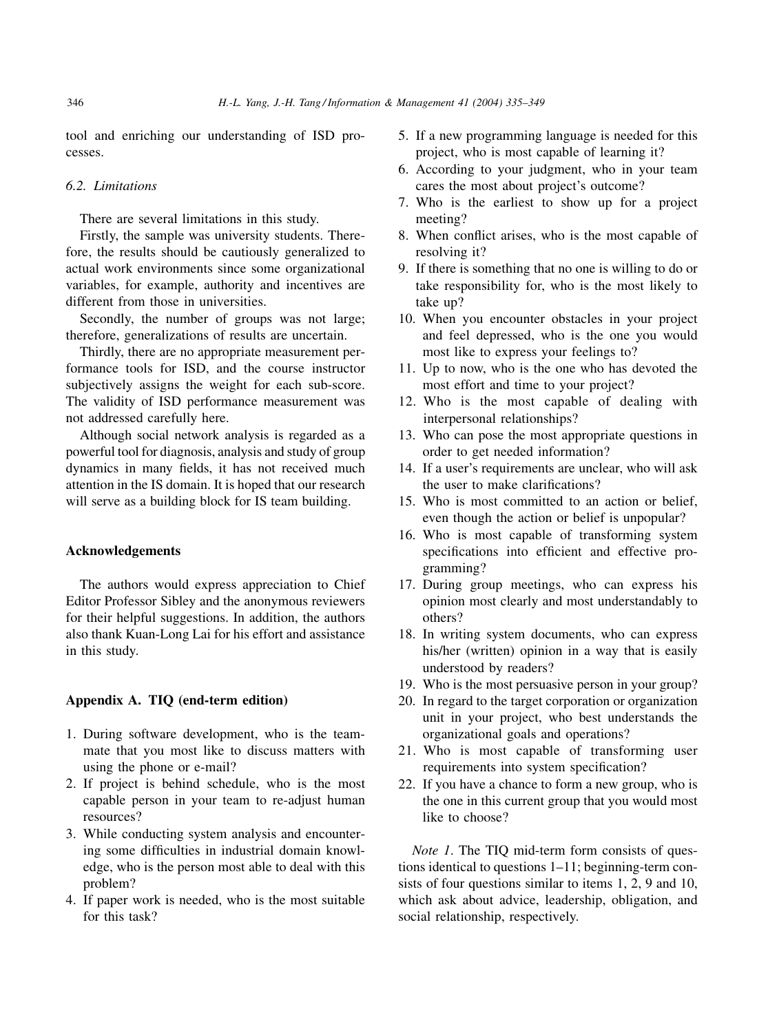tool and enriching our understanding of ISD processes.

### 6.2. Limitations

There are several limitations in this study.

Firstly, the sample was university students. Therefore, the results should be cautiously generalized to actual work environments since some organizational variables, for example, authority and incentives are different from those in universities.

Secondly, the number of groups was not large; therefore, generalizations of results are uncertain.

Thirdly, there are no appropriate measurement performance tools for ISD, and the course instructor subjectively assigns the weight for each sub-score. The validity of ISD performance measurement was not addressed carefully here.

Although social network analysis is regarded as a powerful tool for diagnosis, analysis and study of group dynamics in many fields, it has not received much attention in the IS domain. It is hoped that our research will serve as a building block for IS team building.

## Acknowledgements

The authors would express appreciation to Chief Editor Professor Sibley and the anonymous reviewers for their helpful suggestions. In addition, the authors also thank Kuan-Long Lai for his effort and assistance in this study.

## Appendix A. TIQ (end-term edition)

1. During software development, who is the teammate that you most like to discuss matters with using the phone or e-mail?
2. If project is behind schedule, who is the most capable person in your team to re-adjust human resources?
3. While conducting system analysis and encountering some difficulties in industrial domain knowledge, who is the person most able to deal with this problem?
4. If paper work is needed, who is the most suitable for this task?
5. If a new programming language is needed for this project, who is most capable of learning it?
6. According to your judgment, who in your team cares the most about project's outcome?
7. Who is the earliest to show up for a project meeting?
8. When conflict arises, who is the most capable of resolving it?
9. If there is something that no one is willing to do or take responsibility for, who is the most likely to take up?
10. When you encounter obstacles in your project and feel depressed, who is the one you would most like to express your feelings to?
11. Up to now, who is the one who has devoted the most effort and time to your project?
12. Who is the most capable of dealing with interpersonal relationships?
13. Who can pose the most appropriate questions in order to get needed information?
14. If a user's requirements are unclear, who will ask the user to make clarifications?
15. Who is most committed to an action or belief, even though the action or belief is unpopular?
16. Who is most capable of transforming system specifications into efficient and effective programming?
17. During group meetings, who can express his opinion most clearly and most understandably to others?
18. In writing system documents, who can express his/her (written) opinion in a way that is easily understood by readers?
19. Who is the most persuasive person in your group?
20. In regard to the target corporation or organization unit in your project, who best understands the organizational goals and operations?
21. Who is most capable of transforming user requirements into system specification?
22. If you have a chance to form a new group, who is the one in this current group that you would most like to choose?

*Note 1*. The TIQ mid-term form consists of questions identical to questions 1–11; beginning-term consists of four questions similar to items 1, 2, 9 and 10, which ask about advice, leadership, obligation, and social relationship, respectively.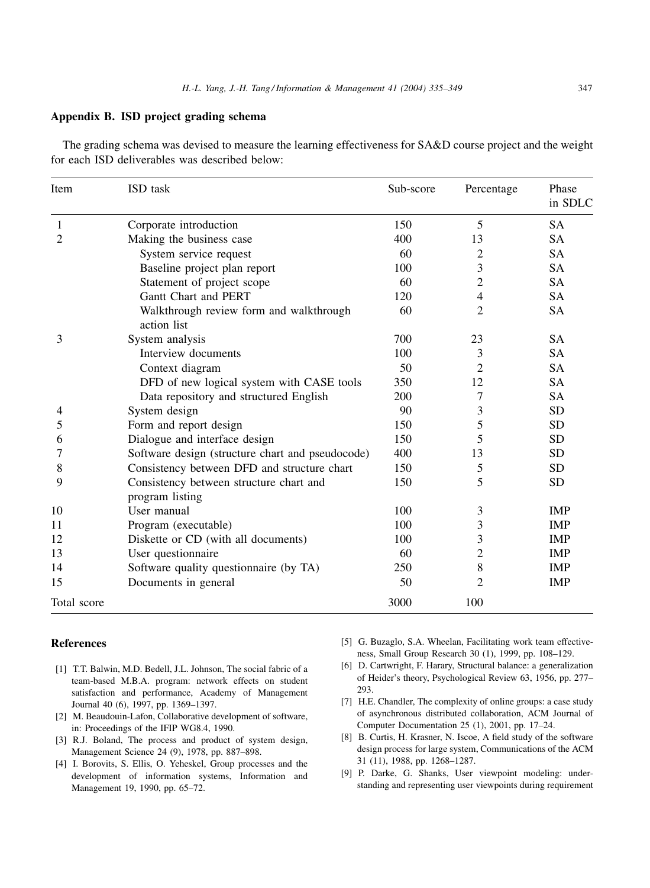## Appendix B. ISD project grading schema

The grading schema was devised to measure the learning effectiveness for SA&D course project and the weight for each ISD deliverables was described below:

| Item | ISD task | Sub-score | Percentage | Phase in SDLC |
|---|---|---|---|---|
| 1 | Corporate introduction | 150 | 5 | SA |
| 2 | Making the business case | 400 | 13 | SA |
| | System service request | 60 | 2 | SA |
| | Baseline project plan report | 100 | 3 | SA |
| | Statement of project scope | 60 | 2 | SA |
| | Gantt Chart and PERT | 120 | 4 | SA |
| | Walkthrough review form and walkthrough action list | 60 | 2 | SA |
| 3 | System analysis | 700 | 23 | SA |
| | Interview documents | 100 | 3 | SA |
| | Context diagram | 50 | 2 | SA |
| | DFD of new logical system with CASE tools | 350 | 12 | SA |
| | Data repository and structured English | 200 | 7 | SA |
| 4 | System design | 90 | 3 | SD |
| 5 | Form and report design | 150 | 5 | SD |
| 6 | Dialogue and interface design | 150 | 5 | SD |
| 7 | Software design (structure chart and pseudocode) | 400 | 13 | SD |
| 8 | Consistency between DFD and structure chart | 150 | 5 | SD |
| 9 | Consistency between structure chart and program listing | 150 | 5 | SD |
| 10 | User manual | 100 | 3 | IMP |
| 11 | Program (executable) | 100 | 3 | IMP |
| 12 | Diskette or CD (with all documents) | 100 | 3 | IMP |
| 13 | User questionnaire | 60 | 2 | IMP |
| 14 | Software quality questionnaire (by TA) | 250 | 8 | IMP |
| 15 | Documents in general | 50 | 2 | IMP |
| Total score | | 3000 | 100 | |

## References

[1] T.T. Balwin, M.D. Bedell, J.L. Johnson, The social fabric of a team-based M.B.A. program: network effects on student satisfaction and performance, Academy of Management Journal 40 (6), 1997, pp. 1369–1397.

[2] M. Beaudouin-Lafon, Collaborative development of software, in: Proceedings of the IFIP WG8.4, 1990.

[3] R.J. Boland, The process and product of system design, Management Science 24 (9), 1978, pp. 887–898.

[4] I. Borovits, S. Ellis, O. Yeheskel, Group processes and the development of information systems, Information and Management 19, 1990, pp. 65–72.

[5] G. Buzaglo, S.A. Wheelan, Facilitating work team effectiveness, Small Group Research 30 (1), 1999, pp. 108–129.

[6] D. Cartwright, F. Harary, Structural balance: a generalization of Heider's theory, Psychological Review 63, 1956, pp. 277–293.

[7] H.E. Chandler, The complexity of online groups: a case study of asynchronous distributed collaboration, ACM Journal of Computer Documentation 25 (1), 2001, pp. 17–24.

[8] B. Curtis, H. Krasner, N. Iscoe, A field study of the software design process for large system, Communications of the ACM 31 (11), 1988, pp. 1268–1287.

[9] P. Darke, G. Shanks, User viewpoint modeling: understanding and representing user viewpoints during requirement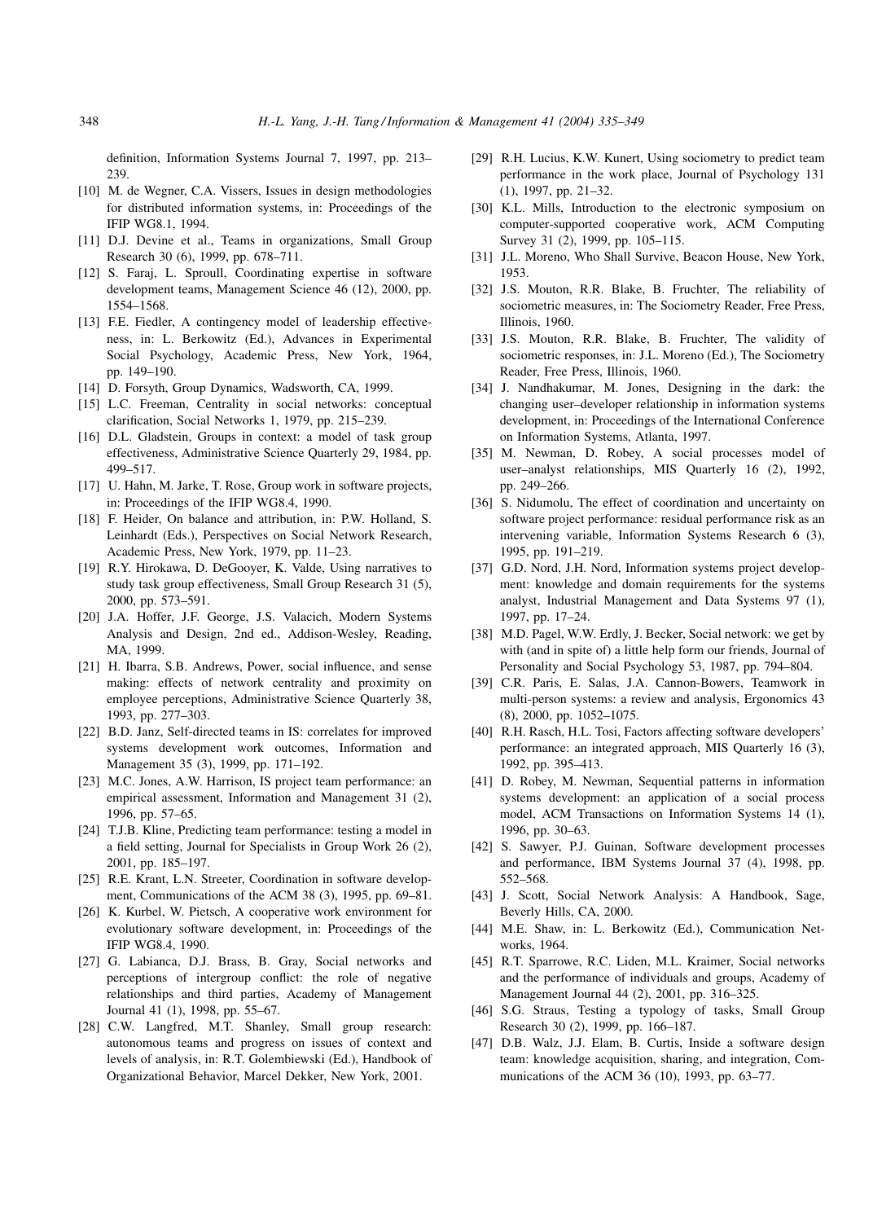definition, Information Systems Journal 7, 1997, pp. 213–239.

[10] M. de Wegner, C.A. Vissers, Issues in design methodologies for distributed information systems, in: Proceedings of the IFIP WG8.1, 1994.

[11] D.J. Devine et al., Teams in organizations, Small Group Research 30 (6), 1999, pp. 678–711.

[12] S. Faraj, L. Sproull, Coordinating expertise in software development teams, Management Science 46 (12), 2000, pp. 1554–1568.

[13] F.E. Fiedler, A contingency model of leadership effectiveness, in: L. Berkowitz (Ed.), Advances in Experimental Social Psychology, Academic Press, New York, 1964, pp. 149–190.

[14] D. Forsyth, Group Dynamics, Wadsworth, CA, 1999.

[15] L.C. Freeman, Centrality in social networks: conceptual clarification, Social Networks 1, 1979, pp. 215–239.

[16] D.L. Gladstein, Groups in context: a model of task group effectiveness, Administrative Science Quarterly 29, 1984, pp. 499–517.

[17] U. Hahn, M. Jarke, T. Rose, Group work in software projects, in: Proceedings of the IFIP WG8.4, 1990.

[18] F. Heider, On balance and attribution, in: P.W. Holland, S. Leinhardt (Eds.), Perspectives on Social Network Research, Academic Press, New York, 1979, pp. 11–23.

[19] R.Y. Hirokawa, D. DeGooyer, K. Valde, Using narratives to study task group effectiveness, Small Group Research 31 (5), 2000, pp. 573–591.

[20] J.A. Hoffer, J.F. George, J.S. Valacich, Modern Systems Analysis and Design, 2nd ed., Addison-Wesley, Reading, MA, 1999.

[21] H. Ibarra, S.B. Andrews, Power, social influence, and sense making: effects of network centrality and proximity on employee perceptions, Administrative Science Quarterly 38, 1993, pp. 277–303.

[22] B.D. Janz, Self-directed teams in IS: correlates for improved systems development work outcomes, Information and Management 35 (3), 1999, pp. 171–192.

[23] M.C. Jones, A.W. Harrison, IS project team performance: an empirical assessment, Information and Management 31 (2), 1996, pp. 57–65.

[24] T.J.B. Kline, Predicting team performance: testing a model in a field setting, Journal for Specialists in Group Work 26 (2), 2001, pp. 185–197.

[25] R.E. Krant, L.N. Streeter, Coordination in software development, Communications of the ACM 38 (3), 1995, pp. 69–81.

[26] K. Kurbel, W. Pietsch, A cooperative work environment for evolutionary software development, in: Proceedings of the IFIP WG8.4, 1990.

[27] G. Labianca, D.J. Brass, B. Gray, Social networks and perceptions of intergroup conflict: the role of negative relationships and third parties, Academy of Management Journal 41 (1), 1998, pp. 55–67.

[28] C.W. Langfred, M.T. Shanley, Small group research: autonomous teams and progress on issues of context and levels of analysis, in: R.T. Golembiewski (Ed.), Handbook of Organizational Behavior, Marcel Dekker, New York, 2001.

[29] R.H. Lucius, K.W. Kunert, Using sociometry to predict team performance in the work place, Journal of Psychology 131 (1), 1997, pp. 21–32.

[30] K.L. Mills, Introduction to the electronic symposium on computer-supported cooperative work, ACM Computing Survey 31 (2), 1999, pp. 105–115.

[31] J.L. Moreno, Who Shall Survive, Beacon House, New York, 1953.

[32] J.S. Mouton, R.R. Blake, B. Fruchter, The reliability of sociometric measures, in: The Sociometry Reader, Free Press, Illinois, 1960.

[33] J.S. Mouton, R.R. Blake, B. Fruchter, The validity of sociometric responses, in: J.L. Moreno (Ed.), The Sociometry Reader, Free Press, Illinois, 1960.

[34] J. Nandhakumar, M. Jones, Designing in the dark: the changing user–developer relationship in information systems development, in: Proceedings of the International Conference on Information Systems, Atlanta, 1997.

[35] M. Newman, D. Robey, A social processes model of user–analyst relationships, MIS Quarterly 16 (2), 1992, pp. 249–266.

[36] S. Nidumolu, The effect of coordination and uncertainty on software project performance: residual performance risk as an intervening variable, Information Systems Research 6 (3), 1995, pp. 191–219.

[37] G.D. Nord, J.H. Nord, Information systems project development: knowledge and domain requirements for the systems analyst, Industrial Management and Data Systems 97 (1), 1997, pp. 17–24.

[38] M.D. Pagel, W.W. Erdly, J. Becker, Social network: we get by with (and in spite of) a little help form our friends, Journal of Personality and Social Psychology 53, 1987, pp. 794–804.

[39] C.R. Paris, E. Salas, J.A. Cannon-Bowers, Teamwork in multi-person systems: a review and analysis, Ergonomics 43 (8), 2000, pp. 1052–1075.

[40] R.H. Rasch, H.L. Tosi, Factors affecting software developers' performance: an integrated approach, MIS Quarterly 16 (3), 1992, pp. 395–413.

[41] D. Robey, M. Newman, Sequential patterns in information systems development: an application of a social process model, ACM Transactions on Information Systems 14 (1), 1996, pp. 30–63.

[42] S. Sawyer, P.J. Guinan, Software development processes and performance, IBM Systems Journal 37 (4), 1998, pp. 552–568.

[43] J. Scott, Social Network Analysis: A Handbook, Sage, Beverly Hills, CA, 2000.

[44] M.E. Shaw, in: L. Berkowitz (Ed.), Communication Networks, 1964.

[45] R.T. Sparrowe, R.C. Liden, M.L. Kraimer, Social networks and the performance of individuals and groups, Academy of Management Journal 44 (2), 2001, pp. 316–325.

[46] S.G. Straus, Testing a typology of tasks, Small Group Research 30 (2), 1999, pp. 166–187.

[47] D.B. Walz, J.J. Elam, B. Curtis, Inside a software design team: knowledge acquisition, sharing, and integration, Communications of the ACM 36 (10), 1993, pp. 63–77.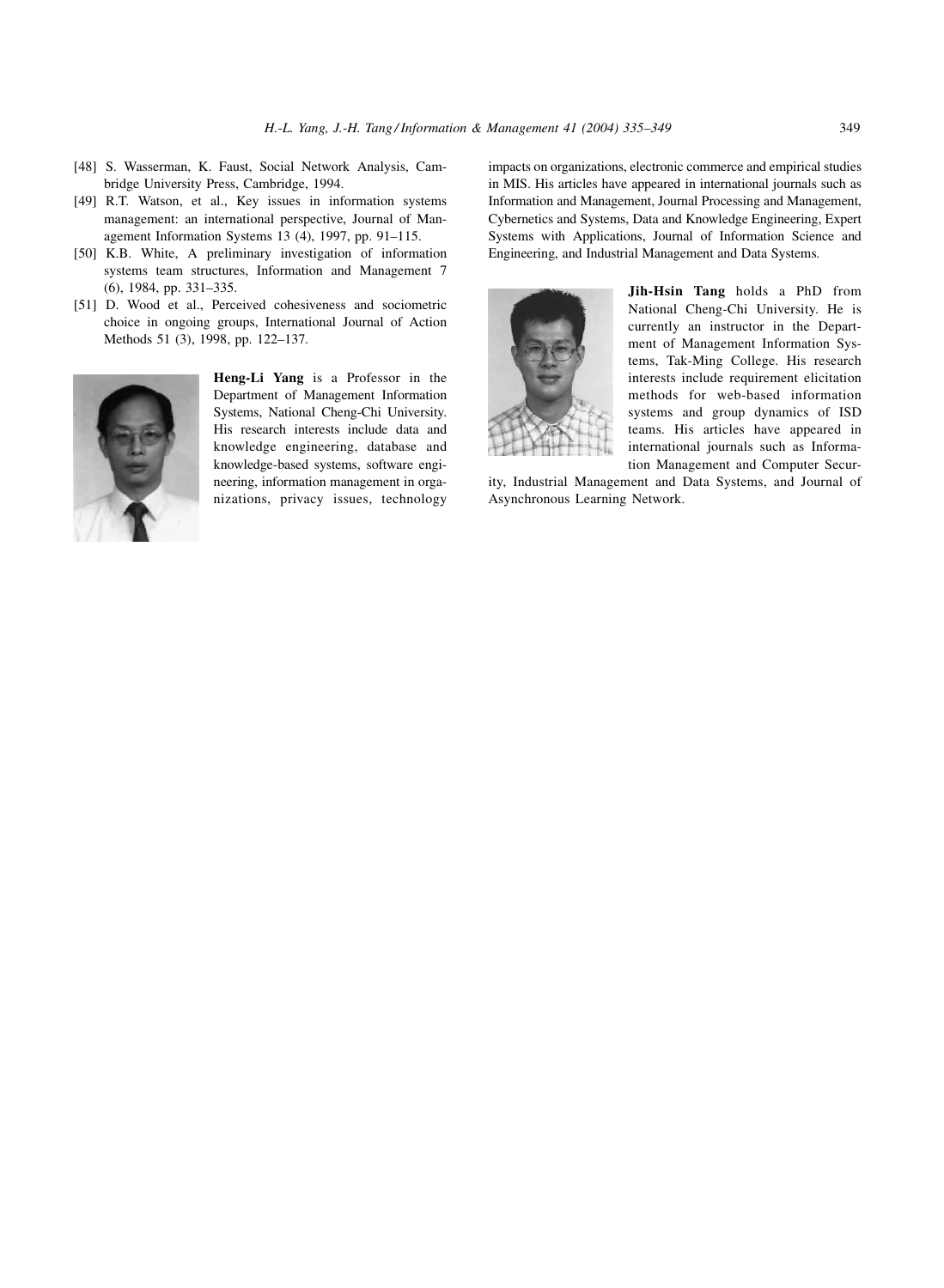[48] S. Wasserman, K. Faust, Social Network Analysis, Cambridge University Press, Cambridge, 1994.

[49] R.T. Watson, et al., Key issues in information systems management: an international perspective, Journal of Management Information Systems 13 (4), 1997, pp. 91–115.

[50] K.B. White, A preliminary investigation of information systems team structures, Information and Management 7 (6), 1984, pp. 331–335.

[51] D. Wood et al., Perceived cohesiveness and sociometric choice in ongoing groups, International Journal of Action Methods 51 (3), 1998, pp. 122–137.

**Heng-Li Yang** is a Professor in the Department of Management Information Systems, National Cheng-Chi University. His research interests include data and knowledge engineering, database and knowledge-based systems, software engineering, information management in organizations, privacy issues, technology impacts on organizations, electronic commerce and empirical studies in MIS. His articles have appeared in international journals such as Information and Management, Journal Processing and Management, Cybernetics and Systems, Data and Knowledge Engineering, Expert Systems with Applications, Journal of Information Science and Engineering, and Industrial Management and Data Systems.

**Jih-Hsin Tang** holds a PhD from National Cheng-Chi University. He is currently an instructor in the Department of Management Information Systems, Tak-Ming College. His research interests include requirement elicitation methods for web-based information systems and group dynamics of ISD teams. His articles have appeared in international journals such as Information Management and Computer Security, Industrial Management and Data Systems, and Journal of Asynchronous Learning Network.